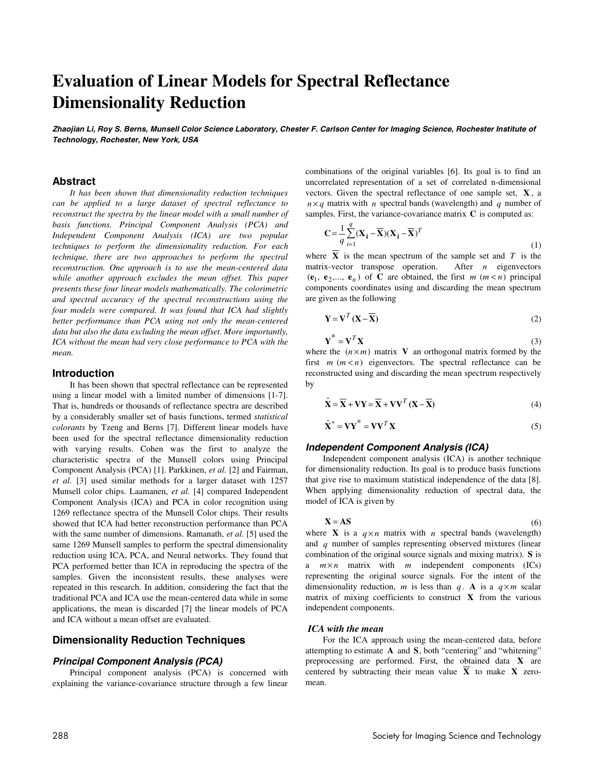# Evaluation of Linear Models for Spectral Reflectance Dimensionality Reduction

***Zhaojian Li, Roy S. Berns, Munsell Color Science Laboratory, Chester F. Carlson Center for Imaging Science, Rochester Institute of Technology, Rochester, New York, USA***

## Abstract

*It has been shown that dimensionality reduction techniques can be applied to a large dataset of spectral reflectance to reconstruct the spectra by the linear model with a small number of basis functions. Principal Component Analysis (PCA) and Independent Component Analysis (ICA) are two popular techniques to perform the dimensionality reduction. For each technique, there are two approaches to perform the spectral reconstruction. One approach is to use the mean-centered data while another approach excludes the mean offset. This paper presents these four linear models mathematically. The colorimetric and spectral accuracy of the spectral reconstructions using the four models were compared. It was found that ICA had slightly better performance than PCA using not only the mean-centered data but also the data excluding the mean offset. More importantly, ICA without the mean had very close performance to PCA with the mean.*

## Introduction

It has been shown that spectral reflectance can be represented using a linear model with a limited number of dimensions [1-7]. That is, hundreds or thousands of reflectance spectra are described by a considerably smaller set of basis functions, termed *statistical colorants* by Tzeng and Berns [7]. Different linear models have been used for the spectral reflectance dimensionality reduction with varying results. Cohen was the first to analyze the characteristic spectra of the Munsell colors using Principal Component Analysis (PCA) [1]. Parkkinen, *et al.* [2] and Fairman, *et al.* [3] used similar methods for a larger dataset with 1257 Munsell color chips. Laamanen, *et al.* [4] compared Independent Component Analysis (ICA) and PCA in color recognition using 1269 reflectance spectra of the Munsell Color chips. Their results showed that ICA had better reconstruction performance than PCA with the same number of dimensions. Ramanath, *et al.* [5] used the same 1269 Munsell samples to perform the spectral dimensionality reduction using ICA, PCA, and Neural networks. They found that PCA performed better than ICA in reproducing the spectra of the samples. Given the inconsistent results, these analyses were repeated in this research. In addition, considering the fact that the traditional PCA and ICA use the mean-centered data while in some applications, the mean is discarded [7] the linear models of PCA and ICA without a mean offset are evaluated.

## Dimensionality Reduction Techniques

### Principal Component Analysis (PCA)

Principal component analysis (PCA) is concerned with explaining the variance-covariance structure through a few linear combinations of the original variables [6]. Its goal is to find an uncorrelated representation of a set of correlated n-dimensional vectors. Given the spectral reflectance of one sample set, $\mathbf{X}$, a $n \times q$ matrix with $n$ spectral bands (wavelength) and $q$ number of samples. First, the variance-covariance matrix $\mathbf{C}$ is computed as:

$$\mathbf{C} = \frac{1}{q}\sum_{i=1}^{q}(\mathbf{X_i} - \overline{\mathbf{X}})(\mathbf{X_i} - \overline{\mathbf{X}})^T \tag{1}$$

where $\overline{\mathbf{X}}$ is the mean spectrum of the sample set and $T$ is the matrix-vector transpose operation. After $n$ eigenvectors $(\mathbf{e}_1, \mathbf{e}_2, ..., \mathbf{e}_n)$ of $\mathbf{C}$ are obtained, the first $m$ $(m < n)$ principal components coordinates using and discarding the mean spectrum are given as the following

$$\mathbf{Y} = \mathbf{V}^T(\mathbf{X} - \overline{\mathbf{X}}) \tag{2}$$

$$\mathbf{Y}^* = \mathbf{V}^T\mathbf{X} \tag{3}$$

where the $(n \times m)$ matrix $\mathbf{V}$ an orthogonal matrix formed by the first $m$ $(m < n)$ eigenvectors. The spectral reflectance can be reconstructed using and discarding the mean spectrum respectively by

$$\hat{\mathbf{X}} = \overline{\mathbf{X}} + \mathbf{V}\mathbf{Y} = \overline{\mathbf{X}} + \mathbf{V}\mathbf{V}^T(\mathbf{X} - \overline{\mathbf{X}}) \tag{4}$$

$$\hat{\mathbf{X}}^* = \mathbf{V}\mathbf{Y}^* = \mathbf{V}\mathbf{V}^T\mathbf{X} \tag{5}$$

### Independent Component Analysis (ICA)

Independent component analysis (ICA) is another technique for dimensionality reduction. Its goal is to produce basis functions that give rise to maximum statistical independence of the data [8]. When applying dimensionality reduction of spectral data, the model of ICA is given by

$$\mathbf{X} = \mathbf{A}\mathbf{S} \tag{6}$$

where $\mathbf{X}$ is a $q \times n$ matrix with $n$ spectral bands (wavelength) and $q$ number of samples representing observed mixtures (linear combination of the original source signals and mixing matrix). $\mathbf{S}$ is a $m \times n$ matrix with $m$ independent components (ICs) representing the original source signals. For the intent of the dimensionality reduction, $m$ is less than $q$. $\mathbf{A}$ is a $q \times m$ scalar matrix of mixing coefficients to construct $\mathbf{X}$ from the various independent components.

#### *ICA with the mean*

For the ICA approach using the mean-centered data, before attempting to estimate $\mathbf{A}$ and $\mathbf{S}$, both "centering" and "whitening" preprocessing are performed. First, the obtained data $\mathbf{X}$ are centered by subtracting their mean value $\overline{\mathbf{X}}$ to make $\mathbf{X}$ zero-mean.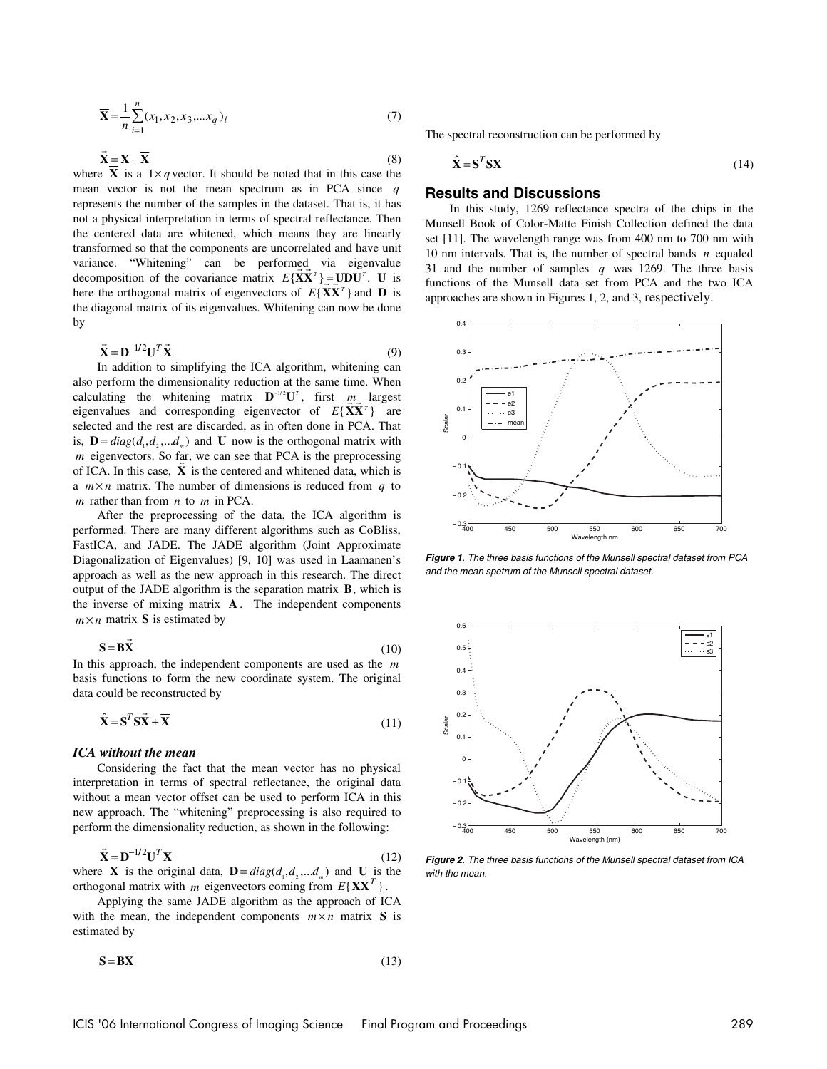$$\overline{\mathbf{X}} = \frac{1}{n}\sum_{i=1}^{n}(x_1, x_2, x_3, ... x_q)_i \tag{7}$$

$$\vec{\mathbf{X}} = \mathbf{X} - \overline{\mathbf{X}} \tag{8}$$

where $\overline{\mathbf{X}}$ is a $1\times q$ vector. It should be noted that in this case the mean vector is not the mean spectrum as in PCA since $q$ represents the number of the samples in the dataset. That is, it has not a physical interpretation in terms of spectral reflectance. Then the centered data are whitened, which means they are linearly transformed so that the components are uncorrelated and have unit variance. "Whitening" can be performed via eigenvalue decomposition of the covariance matrix $E\{\vec{\mathbf{X}}\vec{\mathbf{X}}^T\} = \mathbf{UDU}^T$. $\mathbf{U}$ is here the orthogonal matrix of eigenvectors of $E\{\vec{\mathbf{X}}\vec{\mathbf{X}}^T\}$ and $\mathbf{D}$ is the diagonal matrix of its eigenvalues. Whitening can now be done by

$$\ddot{\mathbf{X}} = \mathbf{D}^{-1/2}\mathbf{U}^T\vec{\mathbf{X}} \tag{9}$$

In addition to simplifying the ICA algorithm, whitening can also perform the dimensionality reduction at the same time. When calculating the whitening matrix $\mathbf{D}^{-1/2}\mathbf{U}^T$, first $m$ largest eigenvalues and corresponding eigenvector of $E\{\vec{\mathbf{X}}\vec{\mathbf{X}}^T\}$ are selected and the rest are discarded, as in often done in PCA. That is, $\mathbf{D} = diag(d_1, d_2, ... d_m)$ and $\mathbf{U}$ now is the orthogonal matrix with $m$ eigenvectors. So far, we can see that PCA is the preprocessing of ICA. In this case, $\ddot{\mathbf{X}}$ is the centered and whitened data, which is a $m\times n$ matrix. The number of dimensions is reduced from $q$ to $m$ rather than from $n$ to $m$ in PCA.

After the preprocessing of the data, the ICA algorithm is performed. There are many different algorithms such as CoBliss, FastICA, and JADE. The JADE algorithm (Joint Approximate Diagonalization of Eigenvalues) [9, 10] was used in Laamanen's approach as well as the new approach in this research. The direct output of the JADE algorithm is the separation matrix $\mathbf{B}$, which is the inverse of mixing matrix $\mathbf{A}$. The independent components $m\times n$ matrix $\mathbf{S}$ is estimated by

$$\mathbf{S} = \mathbf{B}\ddot{\mathbf{X}} \tag{10}$$

In this approach, the independent components are used as the $m$ basis functions to form the new coordinate system. The original data could be reconstructed by

$$\hat{\mathbf{X}} = \mathbf{S}^T\mathbf{S}\vec{\mathbf{X}} + \overline{\mathbf{X}} \tag{11}$$

### *ICA without the mean*

Considering the fact that the mean vector has no physical interpretation in terms of spectral reflectance, the original data without a mean vector offset can be used to perform ICA in this new approach. The "whitening" preprocessing is also required to perform the dimensionality reduction, as shown in the following:

$$\ddot{\mathbf{X}} = \mathbf{D}^{-1/2}\mathbf{U}^T\mathbf{X} \tag{12}$$

where $\mathbf{X}$ is the original data, $\mathbf{D} = diag(d_1, d_2, ... d_m)$ and $\mathbf{U}$ is the orthogonal matrix with $m$ eigenvectors coming from $E\{\mathbf{XX}^T\}$.

Applying the same JADE algorithm as the approach of ICA with the mean, the independent components $m\times n$ matrix $\mathbf{S}$ is estimated by

$$\mathbf{S} = \mathbf{B}\mathbf{X} \tag{13}$$

The spectral reconstruction can be performed by

$$\hat{\mathbf{X}} = \mathbf{S}^T\mathbf{S}\mathbf{X} \tag{14}$$

## Results and Discussions

In this study, 1269 reflectance spectra of the chips in the Munsell Book of Color-Matte Finish Collection defined the data set [11]. The wavelength range was from 400 nm to 700 nm with 10 nm intervals. That is, the number of spectral bands $n$ equaled 31 and the number of samples $q$ was 1269. The three basis functions of the Munsell data set from PCA and the two ICA approaches are shown in Figures 1, 2, and 3, respectively.

***Figure 1**. The three basis functions of the Munsell spectral dataset from PCA and the mean spetrum of the Munsell spectral dataset.*

***Figure 2**. The three basis functions of the Munsell spectral dataset from ICA with the mean.*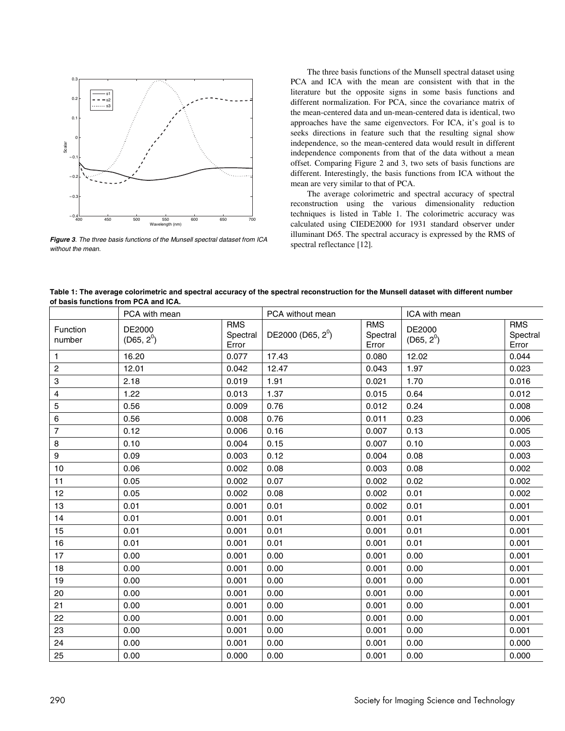*Figure 3. The three basis functions of the Munsell spectral dataset from ICA without the mean.*

The three basis functions of the Munsell spectral dataset using PCA and ICA with the mean are consistent with that in the literature but the opposite signs in some basis functions and different normalization. For PCA, since the covariance matrix of the mean-centered data and un-mean-centered data is identical, two approaches have the same eigenvectors. For ICA, it's goal is to seeks directions in feature such that the resulting signal show independence, so the mean-centered data would result in different independence components from that of the data without a mean offset. Comparing Figure 2 and 3, two sets of basis functions are different. Interestingly, the basis functions from ICA without the mean are very similar to that of PCA.

The average colorimetric and spectral accuracy of spectral reconstruction using the various dimensionality reduction techniques is listed in Table 1. The colorimetric accuracy was calculated using CIEDE2000 for 1931 standard observer under illuminant D65. The spectral accuracy is expressed by the RMS of spectral reflectance [12].

**Table 1: The average colorimetric and spectral accuracy of the spectral reconstruction for the Munsell dataset with different number of basis functions from PCA and ICA.**

| | PCA with mean | | PCA without mean | | ICA with mean | |
|---|---|---|---|---|---|---|
| Function number | DE2000 (D65, $2^0$) | RMS Spectral Error | DE2000 (D65, $2^0$) | RMS Spectral Error | DE2000 (D65, $2^0$) | RMS Spectral Error |
| 1 | 16.20 | 0.077 | 17.43 | 0.080 | 12.02 | 0.044 |
| 2 | 12.01 | 0.042 | 12.47 | 0.043 | 1.97 | 0.023 |
| 3 | 2.18 | 0.019 | 1.91 | 0.021 | 1.70 | 0.016 |
| 4 | 1.22 | 0.013 | 1.37 | 0.015 | 0.64 | 0.012 |
| 5 | 0.56 | 0.009 | 0.76 | 0.012 | 0.24 | 0.008 |
| 6 | 0.56 | 0.008 | 0.76 | 0.011 | 0.23 | 0.006 |
| 7 | 0.12 | 0.006 | 0.16 | 0.007 | 0.13 | 0.005 |
| 8 | 0.10 | 0.004 | 0.15 | 0.007 | 0.10 | 0.003 |
| 9 | 0.09 | 0.003 | 0.12 | 0.004 | 0.08 | 0.003 |
| 10 | 0.06 | 0.002 | 0.08 | 0.003 | 0.08 | 0.002 |
| 11 | 0.05 | 0.002 | 0.07 | 0.002 | 0.02 | 0.002 |
| 12 | 0.05 | 0.002 | 0.08 | 0.002 | 0.01 | 0.002 |
| 13 | 0.01 | 0.001 | 0.01 | 0.002 | 0.01 | 0.001 |
| 14 | 0.01 | 0.001 | 0.01 | 0.001 | 0.01 | 0.001 |
| 15 | 0.01 | 0.001 | 0.01 | 0.001 | 0.01 | 0.001 |
| 16 | 0.01 | 0.001 | 0.01 | 0.001 | 0.01 | 0.001 |
| 17 | 0.00 | 0.001 | 0.00 | 0.001 | 0.00 | 0.001 |
| 18 | 0.00 | 0.001 | 0.00 | 0.001 | 0.00 | 0.001 |
| 19 | 0.00 | 0.001 | 0.00 | 0.001 | 0.00 | 0.001 |
| 20 | 0.00 | 0.001 | 0.00 | 0.001 | 0.00 | 0.001 |
| 21 | 0.00 | 0.001 | 0.00 | 0.001 | 0.00 | 0.001 |
| 22 | 0.00 | 0.001 | 0.00 | 0.001 | 0.00 | 0.001 |
| 23 | 0.00 | 0.001 | 0.00 | 0.001 | 0.00 | 0.001 |
| 24 | 0.00 | 0.001 | 0.00 | 0.001 | 0.00 | 0.000 |
| 25 | 0.00 | 0.000 | 0.00 | 0.001 | 0.00 | 0.000 |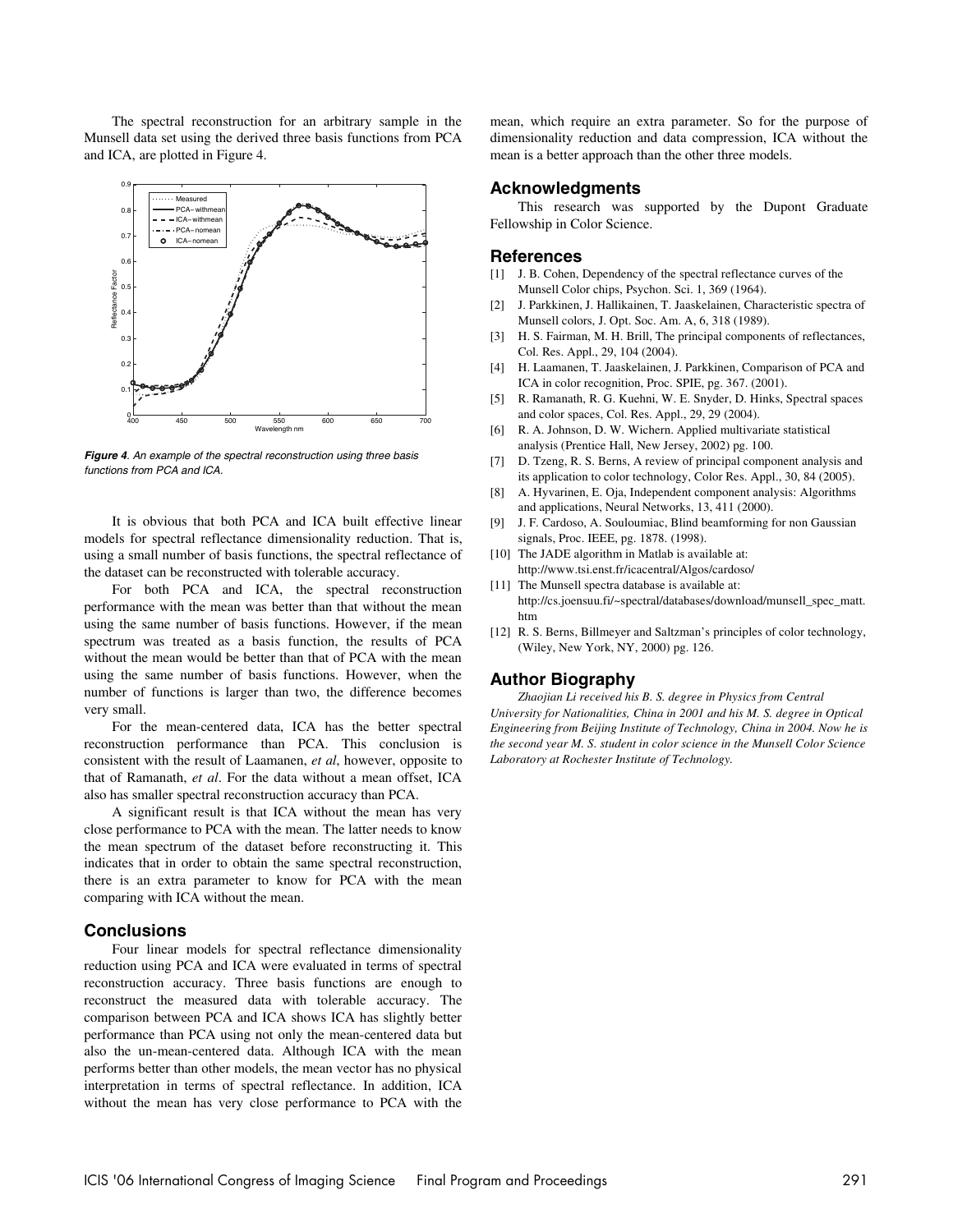The spectral reconstruction for an arbitrary sample in the Munsell data set using the derived three basis functions from PCA and ICA, are plotted in Figure 4.

Measured
PCA−withmean
ICA−withmean
PCA−nomean
ICA−nomean

Reflectance Factor

0
0.1
0.2
0.3
0.4
0.5
0.6
0.7
0.8
0.9

400
450
500
550
600
650
700

Wavelength nm

***Figure 4**. An example of the spectral reconstruction using three basis functions from PCA and ICA.*

It is obvious that both PCA and ICA built effective linear models for spectral reflectance dimensionality reduction. That is, using a small number of basis functions, the spectral reflectance of the dataset can be reconstructed with tolerable accuracy.

For both PCA and ICA, the spectral reconstruction performance with the mean was better than that without the mean using the same number of basis functions. However, if the mean spectrum was treated as a basis function, the results of PCA without the mean would be better than that of PCA with the mean using the same number of basis functions. However, when the number of functions is larger than two, the difference becomes very small.

For the mean-centered data, ICA has the better spectral reconstruction performance than PCA. This conclusion is consistent with the result of Laamanen, *et al*, however, opposite to that of Ramanath, *et al*. For the data without a mean offset, ICA also has smaller spectral reconstruction accuracy than PCA.

A significant result is that ICA without the mean has very close performance to PCA with the mean. The latter needs to know the mean spectrum of the dataset before reconstructing it. This indicates that in order to obtain the same spectral reconstruction, there is an extra parameter to know for PCA with the mean comparing with ICA without the mean.

## Conclusions

Four linear models for spectral reflectance dimensionality reduction using PCA and ICA were evaluated in terms of spectral reconstruction accuracy. Three basis functions are enough to reconstruct the measured data with tolerable accuracy. The comparison between PCA and ICA shows ICA has slightly better performance than PCA using not only the mean-centered data but also the un-mean-centered data. Although ICA with the mean performs better than other models, the mean vector has no physical interpretation in terms of spectral reflectance. In addition, ICA without the mean has very close performance to PCA with the mean, which require an extra parameter. So for the purpose of dimensionality reduction and data compression, ICA without the mean is a better approach than the other three models.

## Acknowledgments

This research was supported by the Dupont Graduate Fellowship in Color Science.

## References

[1] J. B. Cohen, Dependency of the spectral reflectance curves of the Munsell Color chips, Psychon. Sci. 1, 369 (1964).

[2] J. Parkkinen, J. Hallikainen, T. Jaaskelainen, Characteristic spectra of Munsell colors, J. Opt. Soc. Am. A, 6, 318 (1989).

[3] H. S. Fairman, M. H. Brill, The principal components of reflectances, Col. Res. Appl., 29, 104 (2004).

[4] H. Laamanen, T. Jaaskelainen, J. Parkkinen, Comparison of PCA and ICA in color recognition, Proc. SPIE, pg. 367. (2001).

[5] R. Ramanath, R. G. Kuehni, W. E. Snyder, D. Hinks, Spectral spaces and color spaces, Col. Res. Appl., 29, 29 (2004).

[6] R. A. Johnson, D. W. Wichern. Applied multivariate statistical analysis (Prentice Hall, New Jersey, 2002) pg. 100.

[7] D. Tzeng, R. S. Berns, A review of principal component analysis and its application to color technology, Color Res. Appl., 30, 84 (2005).

[8] A. Hyvarinen, E. Oja, Independent component analysis: Algorithms and applications, Neural Networks, 13, 411 (2000).

[9] J. F. Cardoso, A. Souloumiac, Blind beamforming for non Gaussian signals, Proc. IEEE, pg. 1878. (1998).

[10] The JADE algorithm in Matlab is available at: http://www.tsi.enst.fr/icacentral/Algos/cardoso/

[11] The Munsell spectra database is available at: http://cs.joensuu.fi/~spectral/databases/download/munsell_spec_matt.htm

[12] R. S. Berns, Billmeyer and Saltzman's principles of color technology, (Wiley, New York, NY, 2000) pg. 126.

## Author Biography

*Zhaojian Li received his B. S. degree in Physics from Central University for Nationalities, China in 2001 and his M. S. degree in Optical Engineering from Beijing Institute of Technology, China in 2004. Now he is the second year M. S. student in color science in the Munsell Color Science Laboratory at Rochester Institute of Technology.*